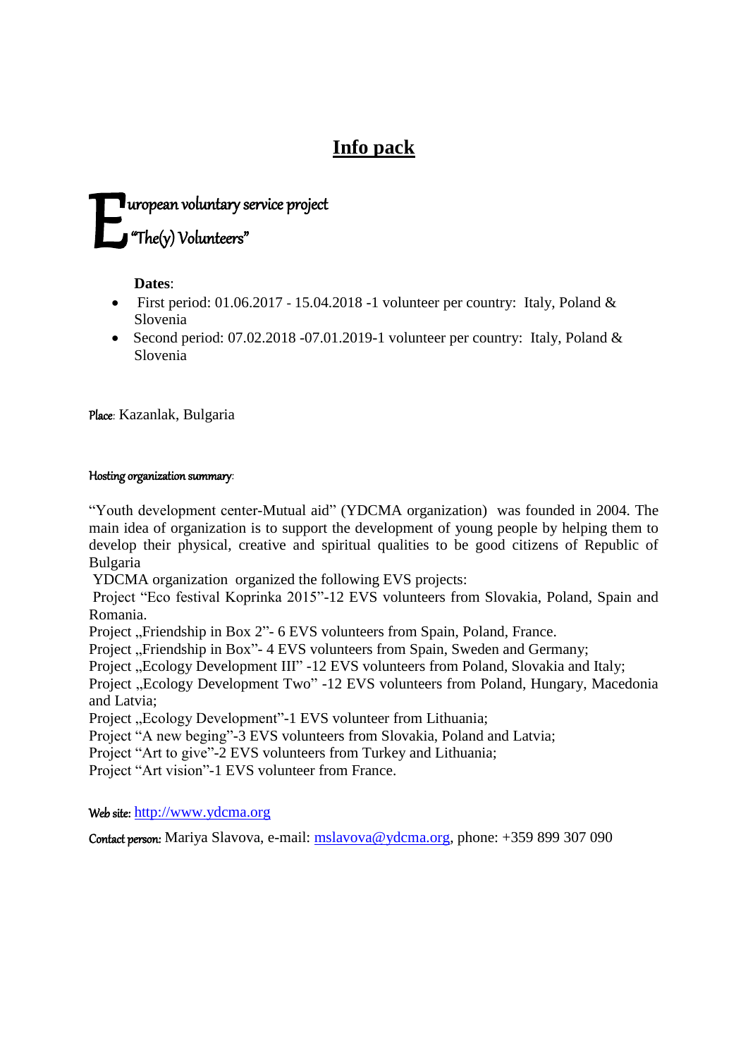# Info pack

## European voluntary service project "The(y) Volunteers"

**Dates**:

- First period: 01.06.2017 - 15.04.2018 -1 volunteer per country: Italy, Poland & Slovenia
- Second period: 07.02.2018 -07.01.2019-1 volunteer per country: Italy, Poland & Slovenia

Place: Kazanlak, Bulgaria

Hosting organization summary:

"Youth development center-Mutual aid" (YDCMA organization) was founded in 2004. The main idea of organization is to support the development of young people by helping them to develop their physical, creative and spiritual qualities to be good citizens of Republic of Bulgaria

YDCMA organization organized the following EVS projects:

Project "Eco festival Koprinka 2015"-12 EVS volunteers from Slovakia, Poland, Spain and Romania.
Project „Friendship in Box 2"- 6 EVS volunteers from Spain, Poland, France.
Project „Friendship in Box"- 4 EVS volunteers from Spain, Sweden and Germany;
Project „Ecology Development III" -12 EVS volunteers from Poland, Slovakia and Italy;
Project „Ecology Development Two" -12 EVS volunteers from Poland, Hungary, Macedonia and Latvia;
Project „Ecology Development"-1 EVS volunteer from Lithuania;
Project "A new beging"-3 EVS volunteers from Slovakia, Poland and Latvia;
Project "Art to give"-2 EVS volunteers from Turkey and Lithuania;
Project "Art vision"-1 EVS volunteer from France.

Web site: http://www.ydcma.org

Contact person: Mariya Slavova, e-mail: mslavova@ydcma.org, phone: +359 899 307 090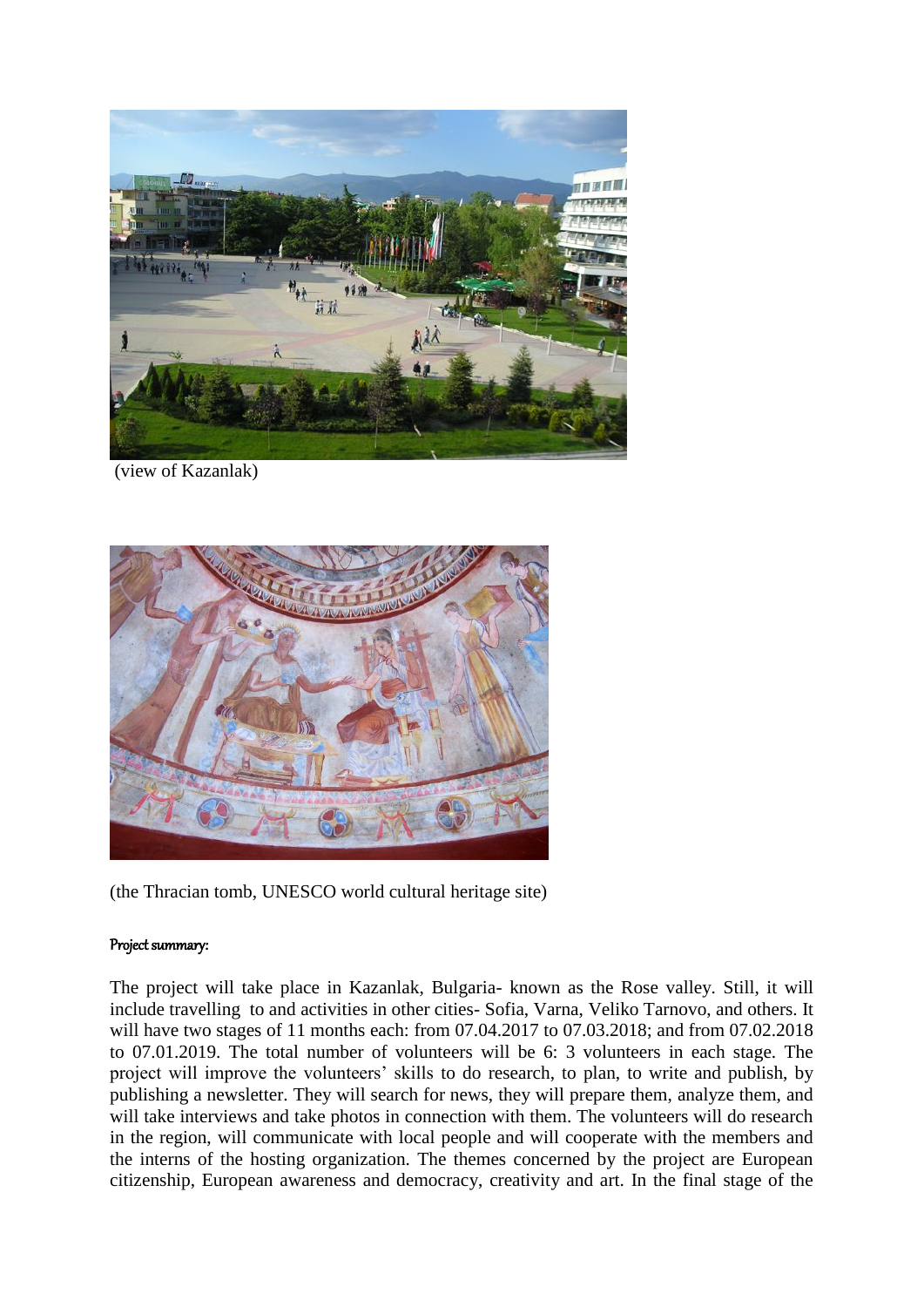(view of Kazanlak)

(the Thracian tomb, UNESCO world cultural heritage site)

**Project summary:**

The project will take place in Kazanlak, Bulgaria- known as the Rose valley. Still, it will include travelling to and activities in other cities- Sofia, Varna, Veliko Tarnovo, and others. It will have two stages of 11 months each: from 07.04.2017 to 07.03.2018; and from 07.02.2018 to 07.01.2019. The total number of volunteers will be 6: 3 volunteers in each stage. The project will improve the volunteers' skills to do research, to plan, to write and publish, by publishing a newsletter. They will search for news, they will prepare them, analyze them, and will take interviews and take photos in connection with them. The volunteers will do research in the region, will communicate with local people and will cooperate with the members and the interns of the hosting organization. The themes concerned by the project are European citizenship, European awareness and democracy, creativity and art. In the final stage of the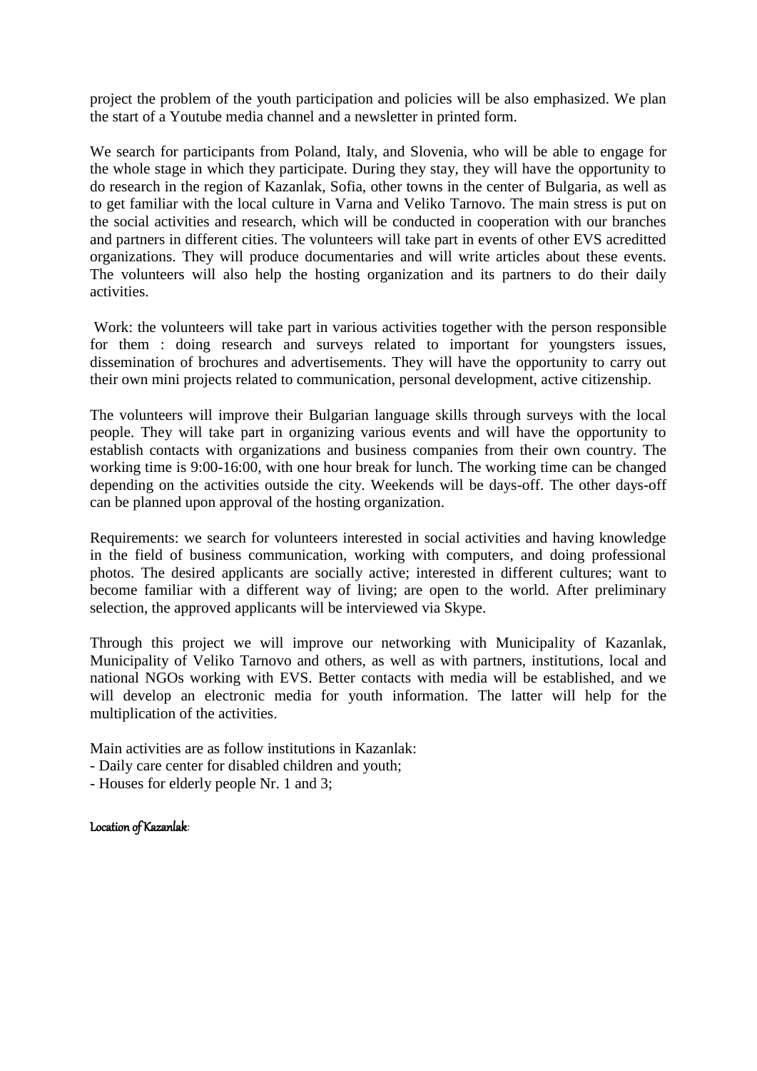project the problem of the youth participation and policies will be also emphasized. We plan the start of a Youtube media channel and a newsletter in printed form.

We search for participants from Poland, Italy, and Slovenia, who will be able to engage for the whole stage in which they participate. During they stay, they will have the opportunity to do research in the region of Kazanlak, Sofia, other towns in the center of Bulgaria, as well as to get familiar with the local culture in Varna and Veliko Tarnovo. The main stress is put on the social activities and research, which will be conducted in cooperation with our branches and partners in different cities. The volunteers will take part in events of other EVS acreditted organizations. They will produce documentaries and will write articles about these events. The volunteers will also help the hosting organization and its partners to do their daily activities.

Work: the volunteers will take part in various activities together with the person responsible for them : doing research and surveys related to important for youngsters issues, dissemination of brochures and advertisements. They will have the opportunity to carry out their own mini projects related to communication, personal development, active citizenship.

The volunteers will improve their Bulgarian language skills through surveys with the local people. They will take part in organizing various events and will have the opportunity to establish contacts with organizations and business companies from their own country. The working time is 9:00-16:00, with one hour break for lunch. The working time can be changed depending on the activities outside the city. Weekends will be days-off. The other days-off can be planned upon approval of the hosting organization.

Requirements: we search for volunteers interested in social activities and having knowledge in the field of business communication, working with computers, and doing professional photos. The desired applicants are socially active; interested in different cultures; want to become familiar with a different way of living; are open to the world. After preliminary selection, the approved applicants will be interviewed via Skype.

Through this project we will improve our networking with Municipality of Kazanlak, Municipality of Veliko Tarnovo and others, as well as with partners, institutions, local and national NGOs working with EVS. Better contacts with media will be established, and we will develop an electronic media for youth information. The latter will help for the multiplication of the activities.

Main activities are as follow institutions in Kazanlak:
- Daily care center for disabled children and youth;
- Houses for elderly people Nr. 1 and 3;

**Location of Kazanlak**: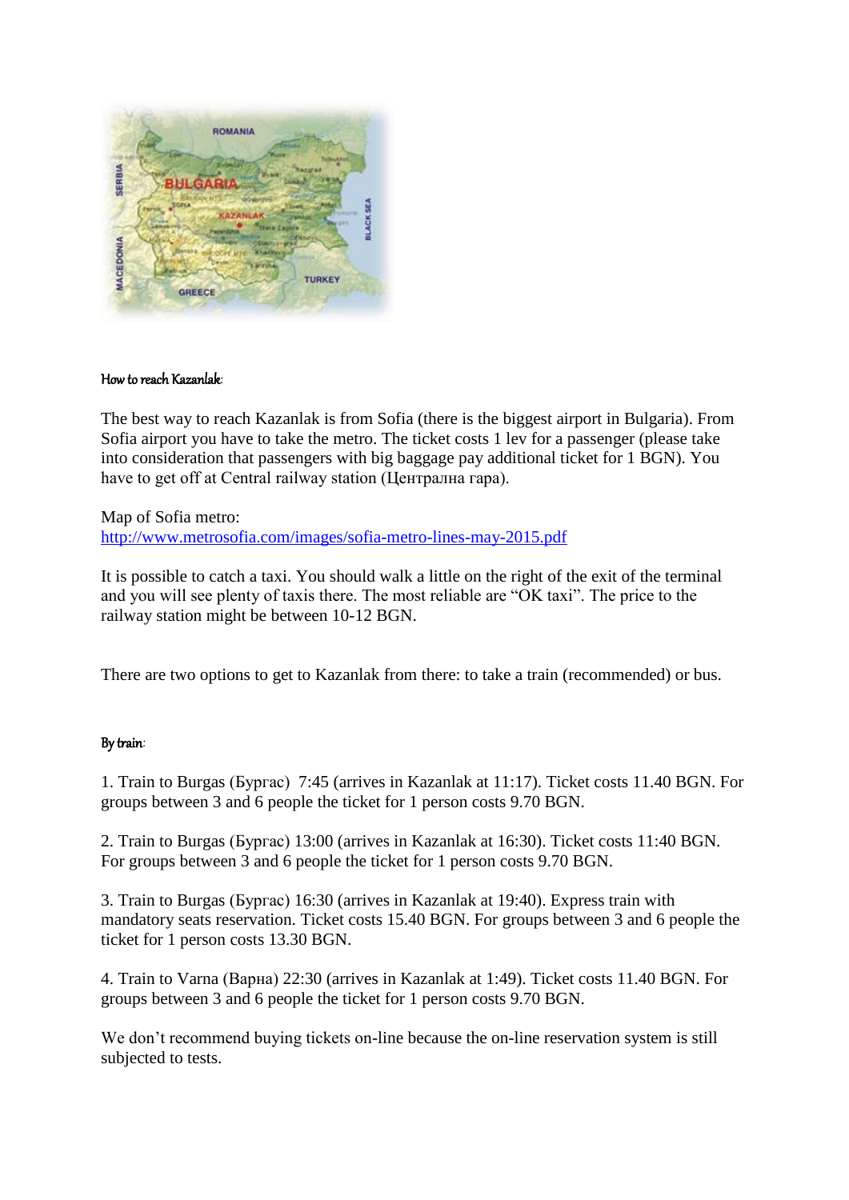How to reach Kazanlak:

The best way to reach Kazanlak is from Sofia (there is the biggest airport in Bulgaria). From Sofia airport you have to take the metro. The ticket costs 1 lev for a passenger (please take into consideration that passengers with big baggage pay additional ticket for 1 BGN). You have to get off at Central railway station (Централна гара).

Map of Sofia metro:
http://www.metrosofia.com/images/sofia-metro-lines-may-2015.pdf

It is possible to catch a taxi. You should walk a little on the right of the exit of the terminal and you will see plenty of taxis there. The most reliable are "OK taxi". The price to the railway station might be between 10-12 BGN.

There are two options to get to Kazanlak from there: to take a train (recommended) or bus.

By train:

1. Train to Burgas (Бургас) 7:45 (arrives in Kazanlak at 11:17). Ticket costs 11.40 BGN. For groups between 3 and 6 people the ticket for 1 person costs 9.70 BGN.

2. Train to Burgas (Бургас) 13:00 (arrives in Kazanlak at 16:30). Ticket costs 11:40 BGN. For groups between 3 and 6 people the ticket for 1 person costs 9.70 BGN.

3. Train to Burgas (Бургас) 16:30 (arrives in Kazanlak at 19:40). Express train with mandatory seats reservation. Ticket costs 15.40 BGN. For groups between 3 and 6 people the ticket for 1 person costs 13.30 BGN.

4. Train to Varna (Варна) 22:30 (arrives in Kazanlak at 1:49). Ticket costs 11.40 BGN. For groups between 3 and 6 people the ticket for 1 person costs 9.70 BGN.

We don't recommend buying tickets on-line because the on-line reservation system is still subjected to tests.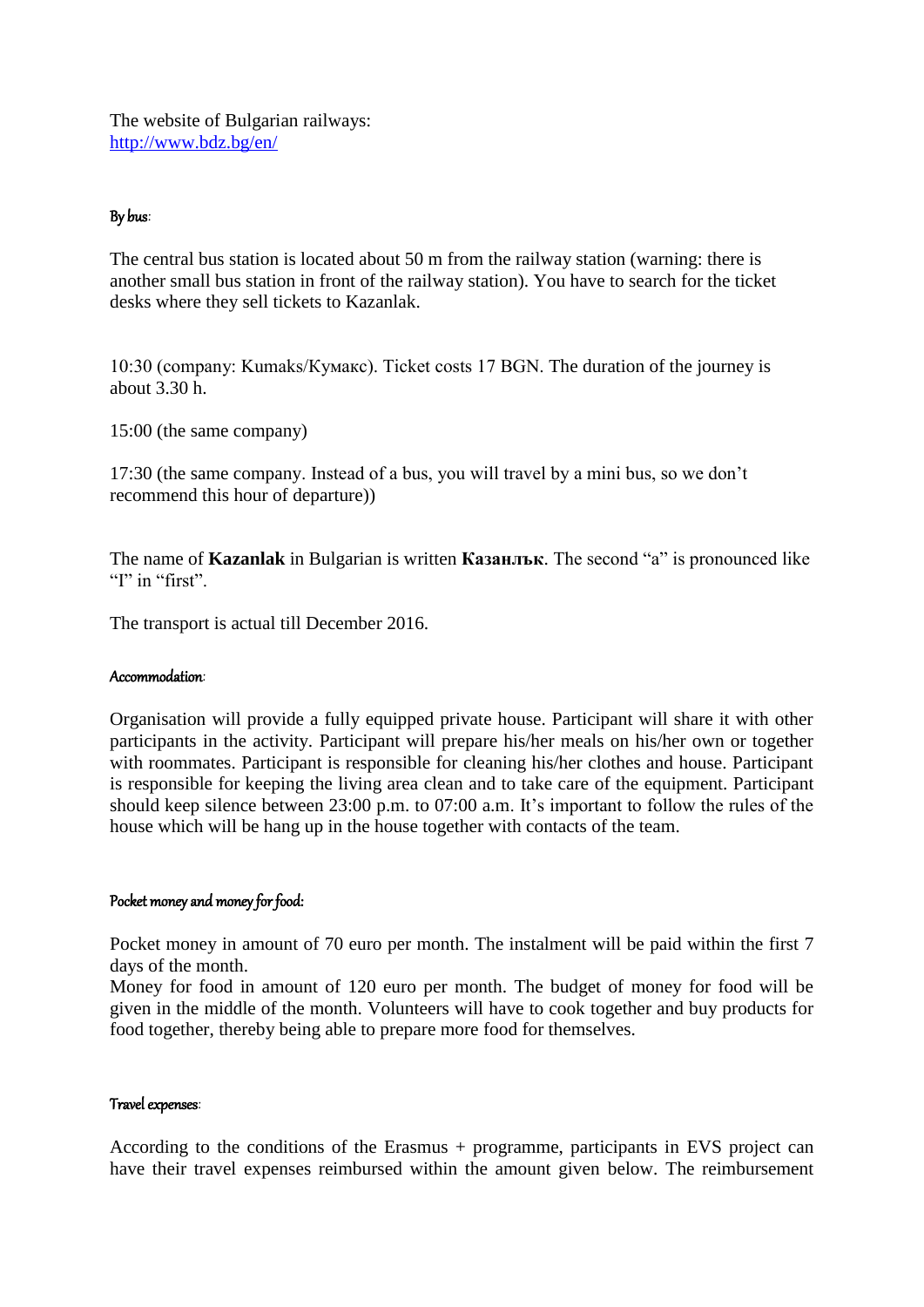The website of Bulgarian railways:
http://www.bdz.bg/en/

#### By bus:

The central bus station is located about 50 m from the railway station (warning: there is another small bus station in front of the railway station). You have to search for the ticket desks where they sell tickets to Kazanlak.

10:30 (company: Kumaks/Кумакс). Ticket costs 17 BGN. The duration of the journey is about 3.30 h.

15:00 (the same company)

17:30 (the same company. Instead of a bus, you will travel by a mini bus, so we don't recommend this hour of departure))

The name of **Kazanlak** in Bulgarian is written **Казанлък**. The second "a" is pronounced like "I" in "first".

The transport is actual till December 2016.

#### Accommodation:

Organisation will provide a fully equipped private house. Participant will share it with other participants in the activity. Participant will prepare his/her meals on his/her own or together with roommates. Participant is responsible for cleaning his/her clothes and house. Participant is responsible for keeping the living area clean and to take care of the equipment. Participant should keep silence between 23:00 p.m. to 07:00 a.m. It's important to follow the rules of the house which will be hang up in the house together with contacts of the team.

#### Pocket money and money for food:

Pocket money in amount of 70 euro per month. The instalment will be paid within the first 7 days of the month.
Money for food in amount of 120 euro per month. The budget of money for food will be given in the middle of the month. Volunteers will have to cook together and buy products for food together, thereby being able to prepare more food for themselves.

#### Travel expenses:

According to the conditions of the Erasmus + programme, participants in EVS project can have their travel expenses reimbursed within the amount given below. The reimbursement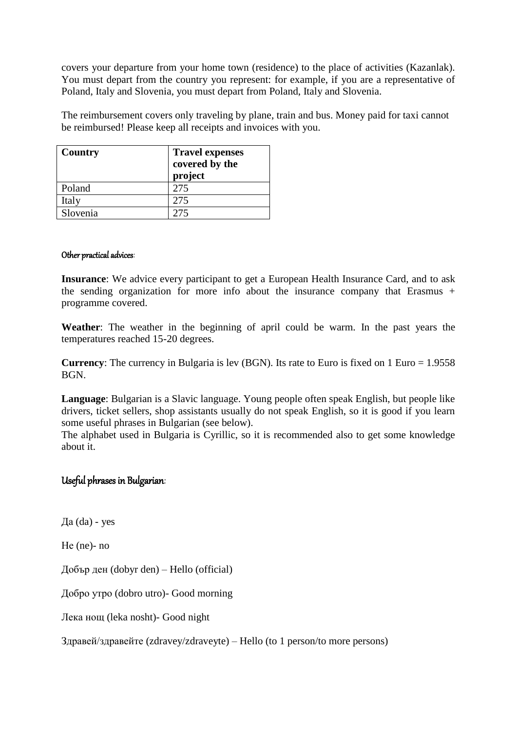covers your departure from your home town (residence) to the place of activities (Kazanlak). You must depart from the country you represent: for example, if you are a representative of Poland, Italy and Slovenia, you must depart from Poland, Italy and Slovenia.

The reimbursement covers only traveling by plane, train and bus. Money paid for taxi cannot be reimbursed! Please keep all receipts and invoices with you.

| **Country** | **Travel expenses covered by the project** |
|---|---|
| Poland | 275 |
| Italy | 275 |
| Slovenia | 275 |

Other practical advices:

**Insurance**: We advice every participant to get a European Health Insurance Card, and to ask the sending organization for more info about the insurance company that Erasmus + programme covered.

**Weather**: The weather in the beginning of april could be warm. In the past years the temperatures reached 15-20 degrees.

**Currency**: The currency in Bulgaria is lev (BGN). Its rate to Euro is fixed on 1 Euro = 1.9558 BGN.

**Language**: Bulgarian is a Slavic language. Young people often speak English, but people like drivers, ticket sellers, shop assistants usually do not speak English, so it is good if you learn some useful phrases in Bulgarian (see below).
The alphabet used in Bulgaria is Cyrillic, so it is recommended also to get some knowledge about it.

## Useful phrases in Bulgarian:

Да (da) - yes

Не (ne)- no

Добър ден (dobyr den) – Hello (official)

Добро утро (dobro utro)- Good morning

Лека нощ (leka nosht)- Good night

Здравей/здравейте (zdravey/zdraveyte) – Hello (to 1 person/to more persons)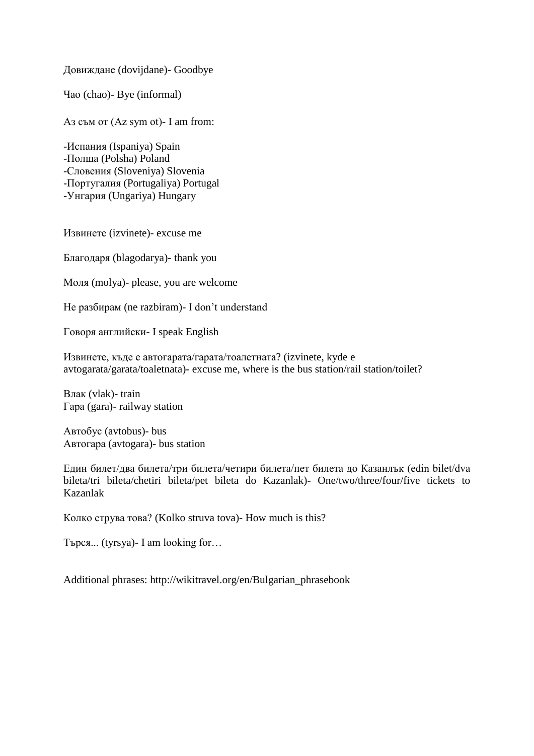Довиждане (dovijdane)- Goodbye

Чао (chao)- Bye (informal)

Аз съм от (Az sym ot)- I am from:

-Испания (Ispaniya) Spain
-Полша (Polsha) Poland
-Словения (Sloveniya) Slovenia
-Португалия (Portugaliya) Portugal
-Унгария (Ungariya) Hungary

Извинете (izvinete)- excuse me

Благодаря (blagodarya)- thank you

Моля (molya)- please, you are welcome

Не разбирам (ne razbiram)- I don't understand

Говоря английски- I speak English

Извинете, къде е автогарата/гарата/тоалетната? (izvinete, kyde e avtogarata/garata/toaletnata)- excuse me, where is the bus station/rail station/toilet?

Влак (vlak)- train
Гара (gara)- railway station

Автобус (avtobus)- bus
Автогара (avtogara)- bus station

Един билет/два билета/три билета/четири билета/пет билета до Казанлък (edin bilet/dva bileta/tri bileta/chetiri bileta/pet bileta do Kazanlak)- One/two/three/four/five tickets to Kazanlak

Колко струва това? (Kolko struva tova)- How much is this?

Търся... (tyrsya)- I am looking for…

Additional phrases: http://wikitravel.org/en/Bulgarian_phrasebook